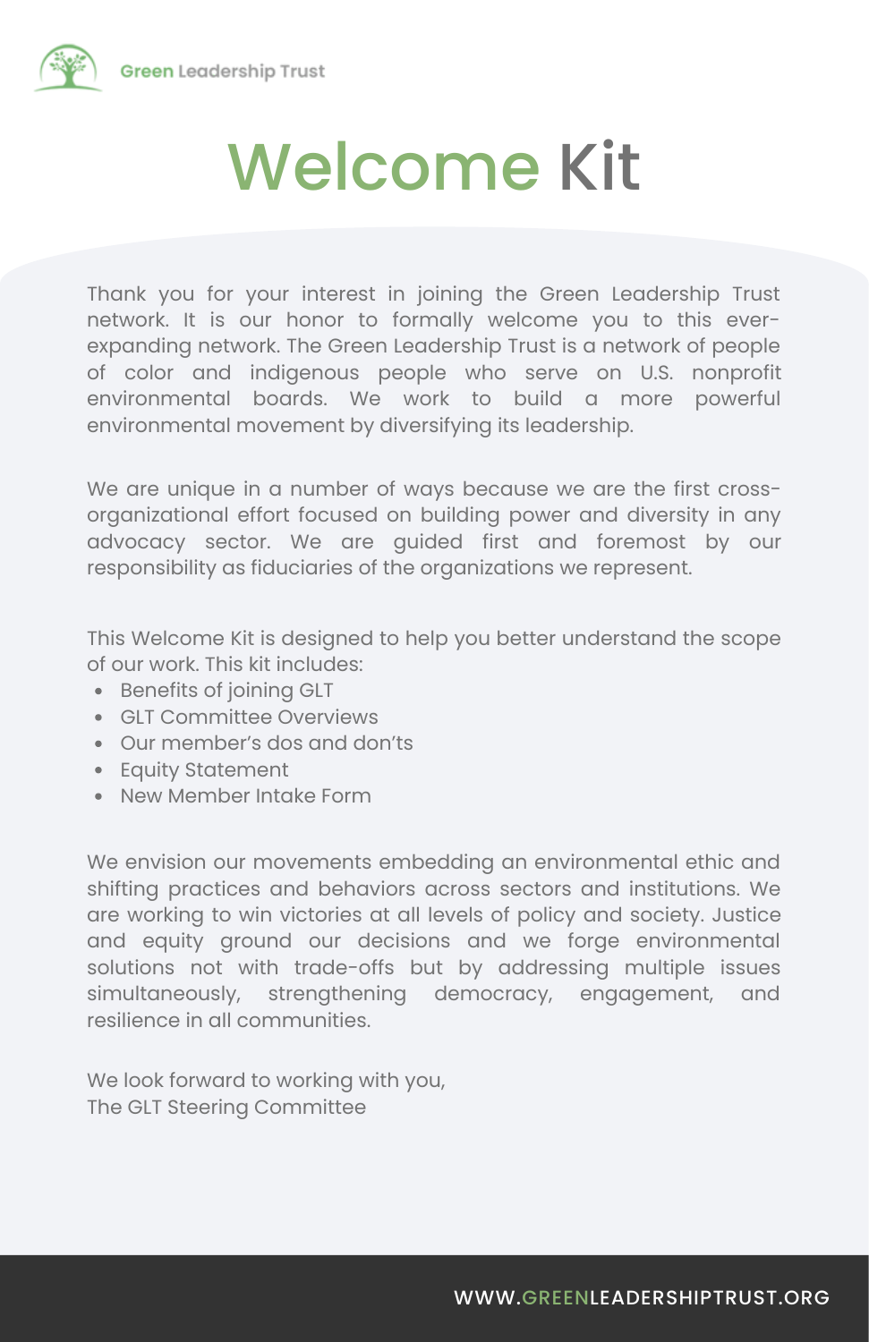Green Leadership Trust

# Welcome Kit

Thank you for your interest in joining the Green Leadership Trust network. It is our honor to formally welcome you to this ever-expanding network. The Green Leadership Trust is a network of people of color and indigenous people who serve on U.S. nonprofit environmental boards. We work to build a more powerful environmental movement by diversifying its leadership.

We are unique in a number of ways because we are the first cross-organizational effort focused on building power and diversity in any advocacy sector. We are guided first and foremost by our responsibility as fiduciaries of the organizations we represent.

This Welcome Kit is designed to help you better understand the scope of our work. This kit includes:

- Benefits of joining GLT
- GLT Committee Overviews
- Our member's dos and don'ts
- Equity Statement
- New Member Intake Form

We envision our movements embedding an environmental ethic and shifting practices and behaviors across sectors and institutions. We are working to win victories at all levels of policy and society. Justice and equity ground our decisions and we forge environmental solutions not with trade-offs but by addressing multiple issues simultaneously, strengthening democracy, engagement, and resilience in all communities.

We look forward to working with you,
The GLT Steering Committee

WWW.GREENLEADERSHIPTRUST.ORG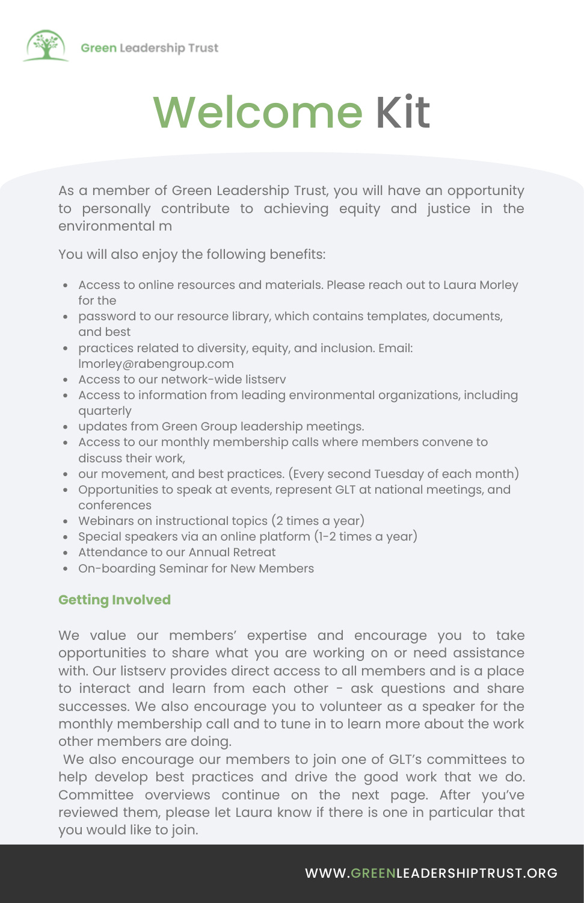# Welcome Kit

As a member of Green Leadership Trust, you will have an opportunity to personally contribute to achieving equity and justice in the environmental m

You will also enjoy the following benefits:

- Access to online resources and materials. Please reach out to Laura Morley for the
- password to our resource library, which contains templates, documents, and best
- practices related to diversity, equity, and inclusion. Email: lmorley@rabengroup.com
- Access to our network-wide listserv
- Access to information from leading environmental organizations, including quarterly
- updates from Green Group leadership meetings.
- Access to our monthly membership calls where members convene to discuss their work,
- our movement, and best practices. (Every second Tuesday of each month)
- Opportunities to speak at events, represent GLT at national meetings, and conferences
- Webinars on instructional topics (2 times a year)
- Special speakers via an online platform (1-2 times a year)
- Attendance to our Annual Retreat
- On-boarding Seminar for New Members

### Getting Involved

We value our members' expertise and encourage you to take opportunities to share what you are working on or need assistance with. Our listserv provides direct access to all members and is a place to interact and learn from each other - ask questions and share successes. We also encourage you to volunteer as a speaker for the monthly membership call and to tune in to learn more about the work other members are doing.

We also encourage our members to join one of GLT's committees to help develop best practices and drive the good work that we do. Committee overviews continue on the next page. After you've reviewed them, please let Laura know if there is one in particular that you would like to join.

WWW.GREENLEADERSHIPTRUST.ORG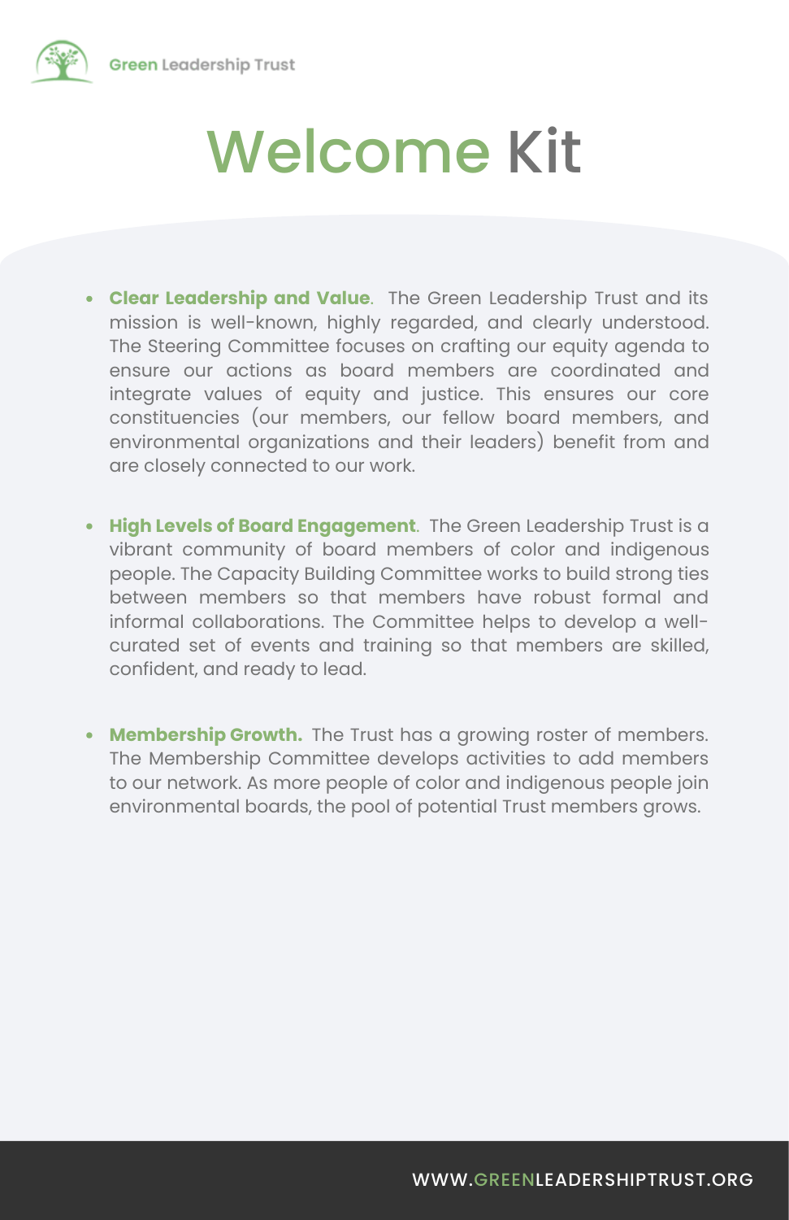# Welcome Kit

- **Clear Leadership and Value**. The Green Leadership Trust and its mission is well-known, highly regarded, and clearly understood. The Steering Committee focuses on crafting our equity agenda to ensure our actions as board members are coordinated and integrate values of equity and justice. This ensures our core constituencies (our members, our fellow board members, and environmental organizations and their leaders) benefit from and are closely connected to our work.

- **High Levels of Board Engagement**. The Green Leadership Trust is a vibrant community of board members of color and indigenous people. The Capacity Building Committee works to build strong ties between members so that members have robust formal and informal collaborations. The Committee helps to develop a well-curated set of events and training so that members are skilled, confident, and ready to lead.

- **Membership Growth.** The Trust has a growing roster of members. The Membership Committee develops activities to add members to our network. As more people of color and indigenous people join environmental boards, the pool of potential Trust members grows.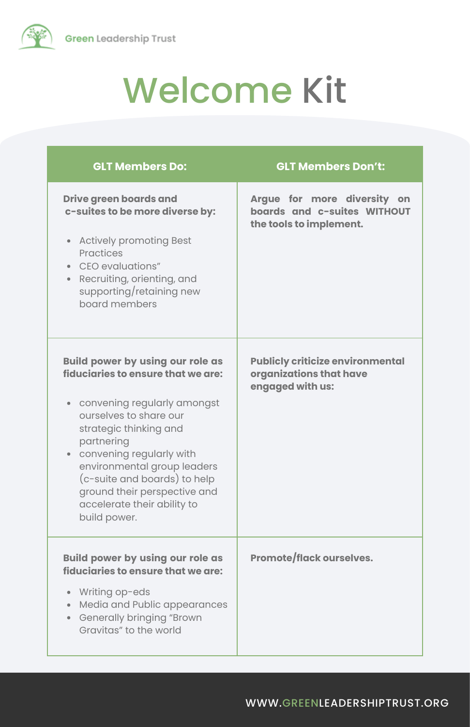Green Leadership Trust

# Welcome Kit

| GLT Members Do: | GLT Members Don't: |
| --- | --- |
| **Drive green boards and c-suites to be more diverse by:**<br><ul><li>Actively promoting Best Practices</li><li>CEO evaluations"</li><li>Recruiting, orienting, and supporting/retaining new board members</li></ul> | **Argue for more diversity on boards and c-suites WITHOUT the tools to implement.** |
| **Build power by using our role as fiduciaries to ensure that we are:**<br><ul><li>convening regularly amongst ourselves to share our strategic thinking and partnering</li><li>convening regularly with environmental group leaders (c-suite and boards) to help ground their perspective and accelerate their ability to build power.</li></ul> | **Publicly criticize environmental organizations that have engaged with us:** |
| **Build power by using our role as fiduciaries to ensure that we are:**<br><ul><li>Writing op-eds</li><li>Media and Public appearances</li><li>Generally bringing "Brown Gravitas" to the world</li></ul> | **Promote/flack ourselves.** |

WWW.GREENLEADERSHIPTRUST.ORG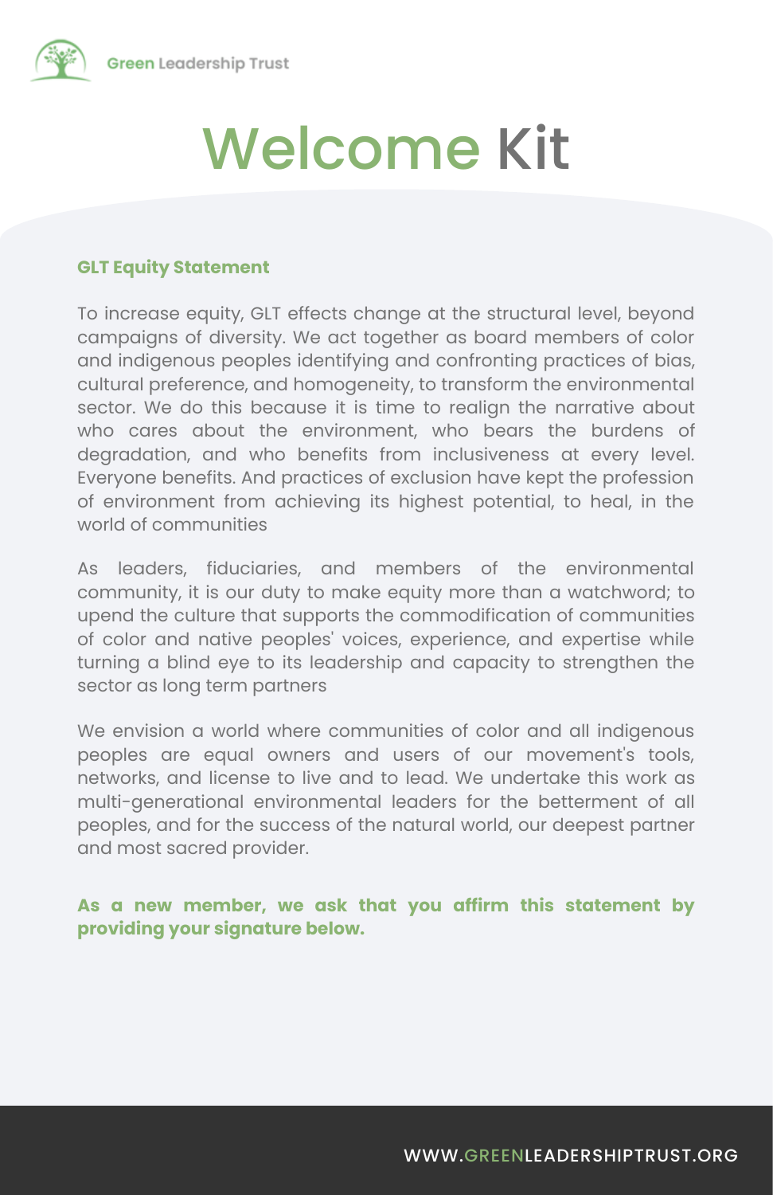# Welcome Kit

### GLT Equity Statement

To increase equity, GLT effects change at the structural level, beyond campaigns of diversity. We act together as board members of color and indigenous peoples identifying and confronting practices of bias, cultural preference, and homogeneity, to transform the environmental sector. We do this because it is time to realign the narrative about who cares about the environment, who bears the burdens of degradation, and who benefits from inclusiveness at every level. Everyone benefits. And practices of exclusion have kept the profession of environment from achieving its highest potential, to heal, in the world of communities

As leaders, fiduciaries, and members of the environmental community, it is our duty to make equity more than a watchword; to upend the culture that supports the commodification of communities of color and native peoples' voices, experience, and expertise while turning a blind eye to its leadership and capacity to strengthen the sector as long term partners

We envision a world where communities of color and all indigenous peoples are equal owners and users of our movement's tools, networks, and license to live and to lead. We undertake this work as multi-generational environmental leaders for the betterment of all peoples, and for the success of the natural world, our deepest partner and most sacred provider.

**As a new member, we ask that you affirm this statement by providing your signature below.**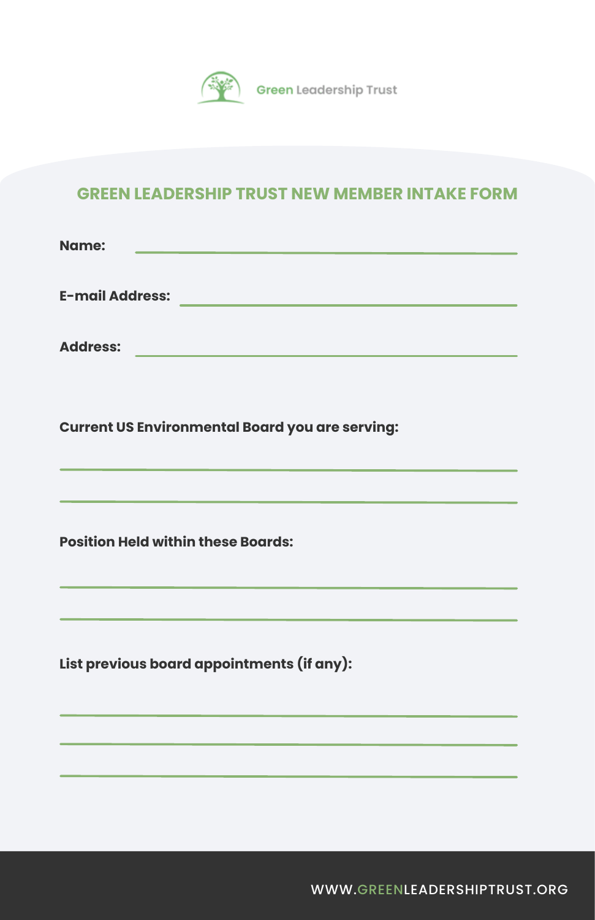Green Leadership Trust

## GREEN LEADERSHIP TRUST NEW MEMBER INTAKE FORM

**Name:** ______________________________________________

**E-mail Address:** ______________________________________

**Address:** ____________________________________________

**Current US Environmental Board you are serving:**

______________________________________________________

______________________________________________________

**Position Held within these Boards:**

______________________________________________________

______________________________________________________

**List previous board appointments (if any):**

______________________________________________________

______________________________________________________

______________________________________________________

WWW.GREENLEADERSHIPTRUST.ORG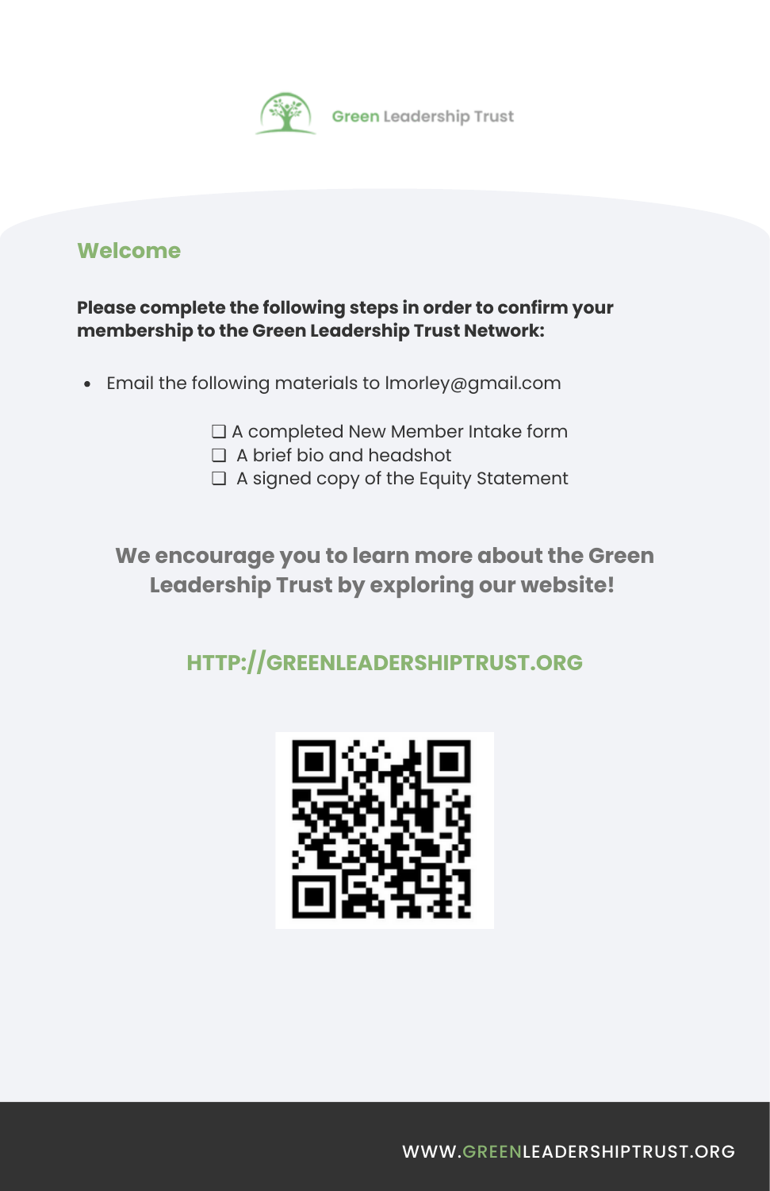Green Leadership Trust

## Welcome

**Please complete the following steps in order to confirm your membership to the Green Leadership Trust Network:**

- Email the following materials to lmorley@gmail.com

  ❑ A completed New Member Intake form
  ❑ A brief bio and headshot
  ❑ A signed copy of the Equity Statement

**We encourage you to learn more about the Green Leadership Trust by exploring our website!**

**HTTP://GREENLEADERSHIPTRUST.ORG**

WWW.GREENLEADERSHIPTRUST.ORG